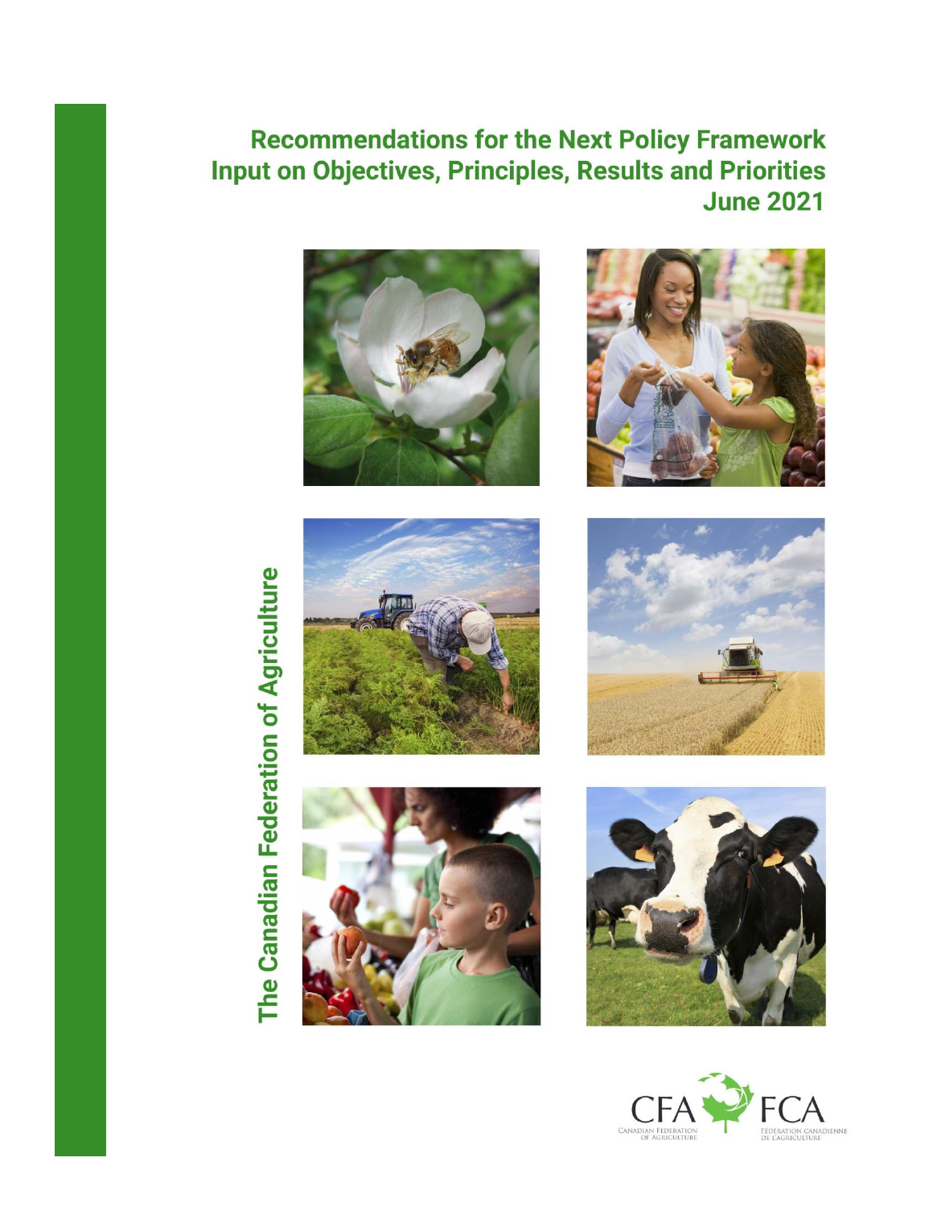# Recommendations for the Next Policy Framework
## Input on Objectives, Principles, Results and Priorities
## June 2021

The Canadian Federation of Agriculture

CFA FCA
CANADIAN FEDERATION OF AGRICULTURE
FÉDÉRATION CANADIENNE DE L'AGRICULTURE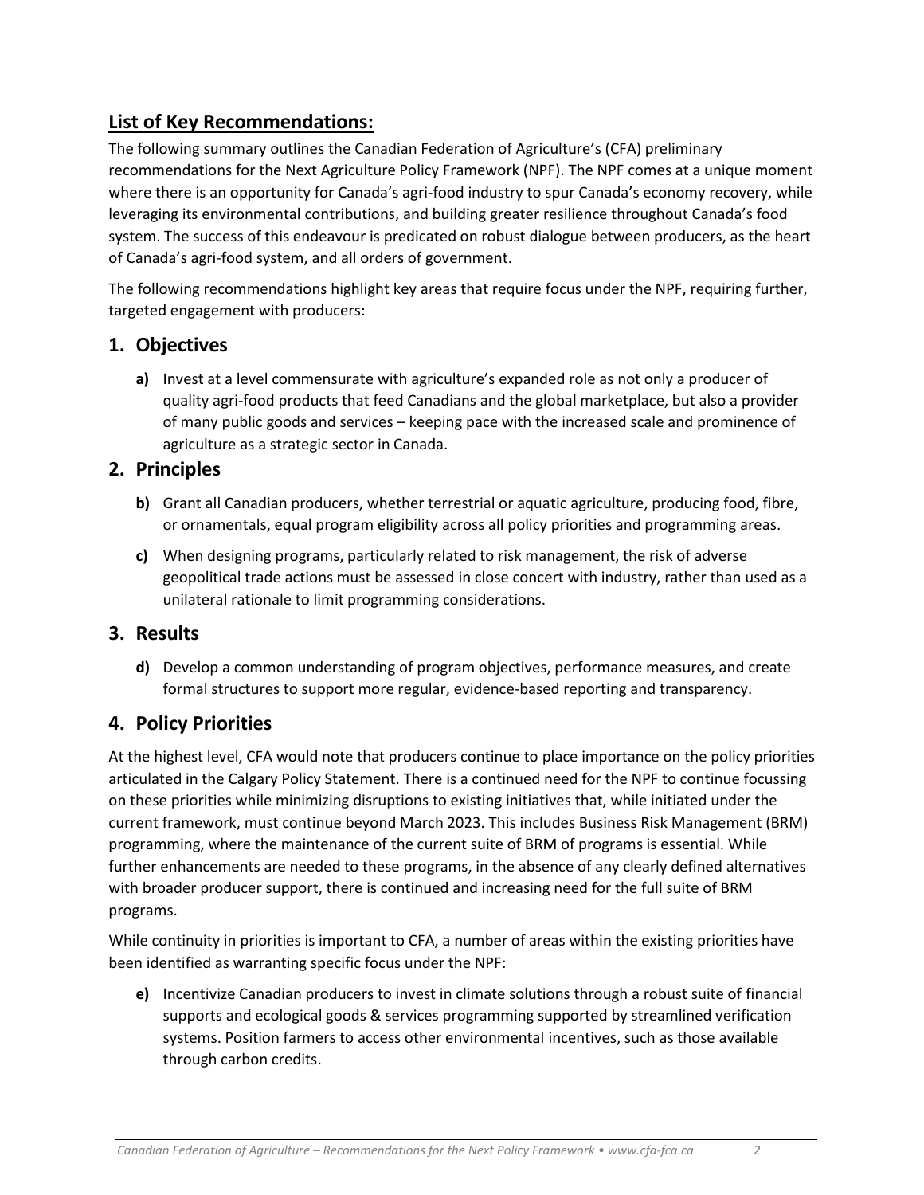## List of Key Recommendations:

The following summary outlines the Canadian Federation of Agriculture's (CFA) preliminary recommendations for the Next Agriculture Policy Framework (NPF). The NPF comes at a unique moment where there is an opportunity for Canada's agri-food industry to spur Canada's economy recovery, while leveraging its environmental contributions, and building greater resilience throughout Canada's food system. The success of this endeavour is predicated on robust dialogue between producers, as the heart of Canada's agri-food system, and all orders of government.

The following recommendations highlight key areas that require focus under the NPF, requiring further, targeted engagement with producers:

### 1. Objectives

**a)** Invest at a level commensurate with agriculture's expanded role as not only a producer of quality agri-food products that feed Canadians and the global marketplace, but also a provider of many public goods and services – keeping pace with the increased scale and prominence of agriculture as a strategic sector in Canada.

### 2. Principles

**b)** Grant all Canadian producers, whether terrestrial or aquatic agriculture, producing food, fibre, or ornamentals, equal program eligibility across all policy priorities and programming areas.

**c)** When designing programs, particularly related to risk management, the risk of adverse geopolitical trade actions must be assessed in close concert with industry, rather than used as a unilateral rationale to limit programming considerations.

### 3. Results

**d)** Develop a common understanding of program objectives, performance measures, and create formal structures to support more regular, evidence-based reporting and transparency.

### 4. Policy Priorities

At the highest level, CFA would note that producers continue to place importance on the policy priorities articulated in the Calgary Policy Statement. There is a continued need for the NPF to continue focussing on these priorities while minimizing disruptions to existing initiatives that, while initiated under the current framework, must continue beyond March 2023. This includes Business Risk Management (BRM) programming, where the maintenance of the current suite of BRM of programs is essential. While further enhancements are needed to these programs, in the absence of any clearly defined alternatives with broader producer support, there is continued and increasing need for the full suite of BRM programs.

While continuity in priorities is important to CFA, a number of areas within the existing priorities have been identified as warranting specific focus under the NPF:

**e)** Incentivize Canadian producers to invest in climate solutions through a robust suite of financial supports and ecological goods & services programming supported by streamlined verification systems. Position farmers to access other environmental incentives, such as those available through carbon credits.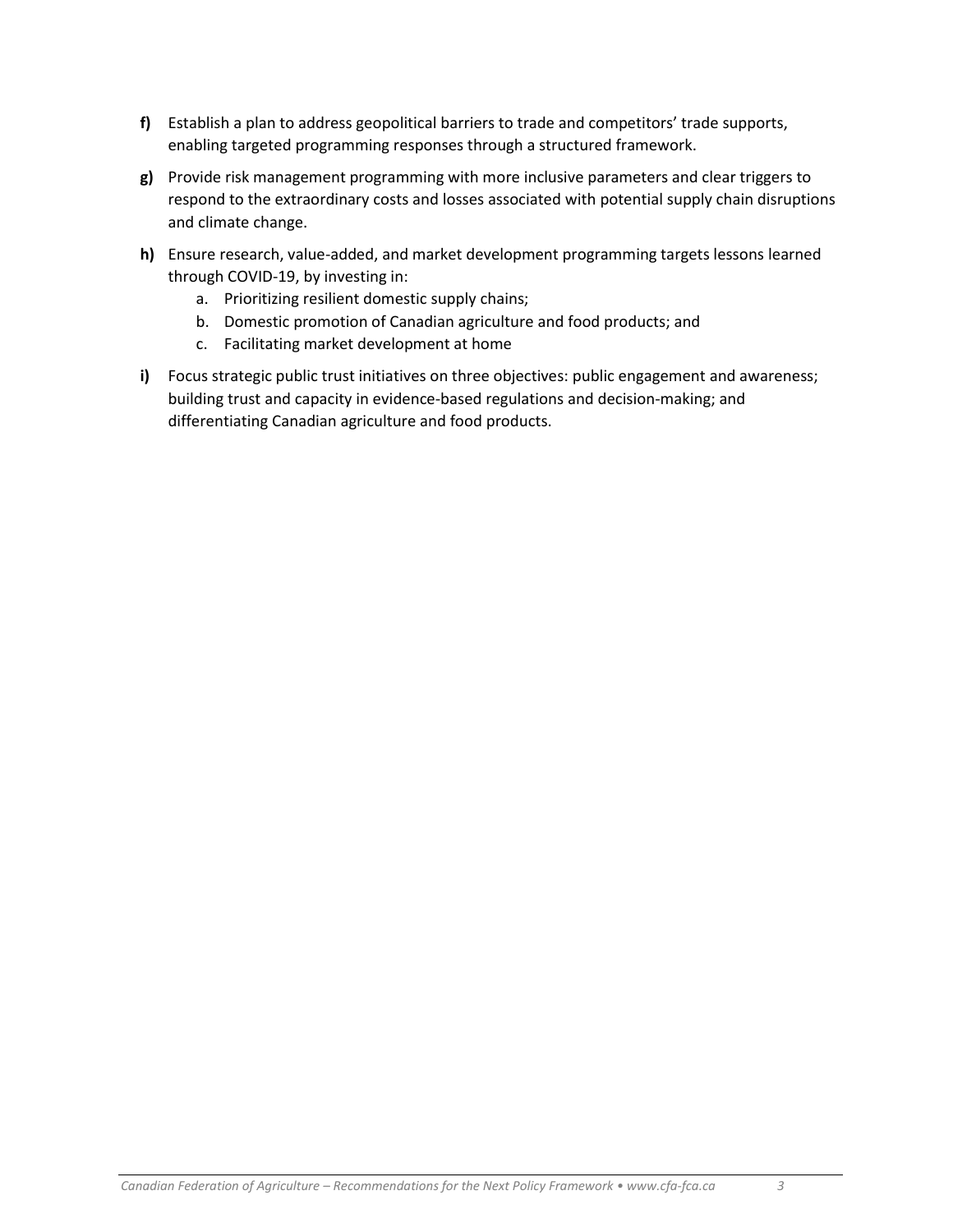**f)** Establish a plan to address geopolitical barriers to trade and competitors' trade supports, enabling targeted programming responses through a structured framework.

**g)** Provide risk management programming with more inclusive parameters and clear triggers to respond to the extraordinary costs and losses associated with potential supply chain disruptions and climate change.

**h)** Ensure research, value-added, and market development programming targets lessons learned through COVID-19, by investing in:

   a. Prioritizing resilient domestic supply chains;
   b. Domestic promotion of Canadian agriculture and food products; and
   c. Facilitating market development at home

**i)** Focus strategic public trust initiatives on three objectives: public engagement and awareness; building trust and capacity in evidence-based regulations and decision-making; and differentiating Canadian agriculture and food products.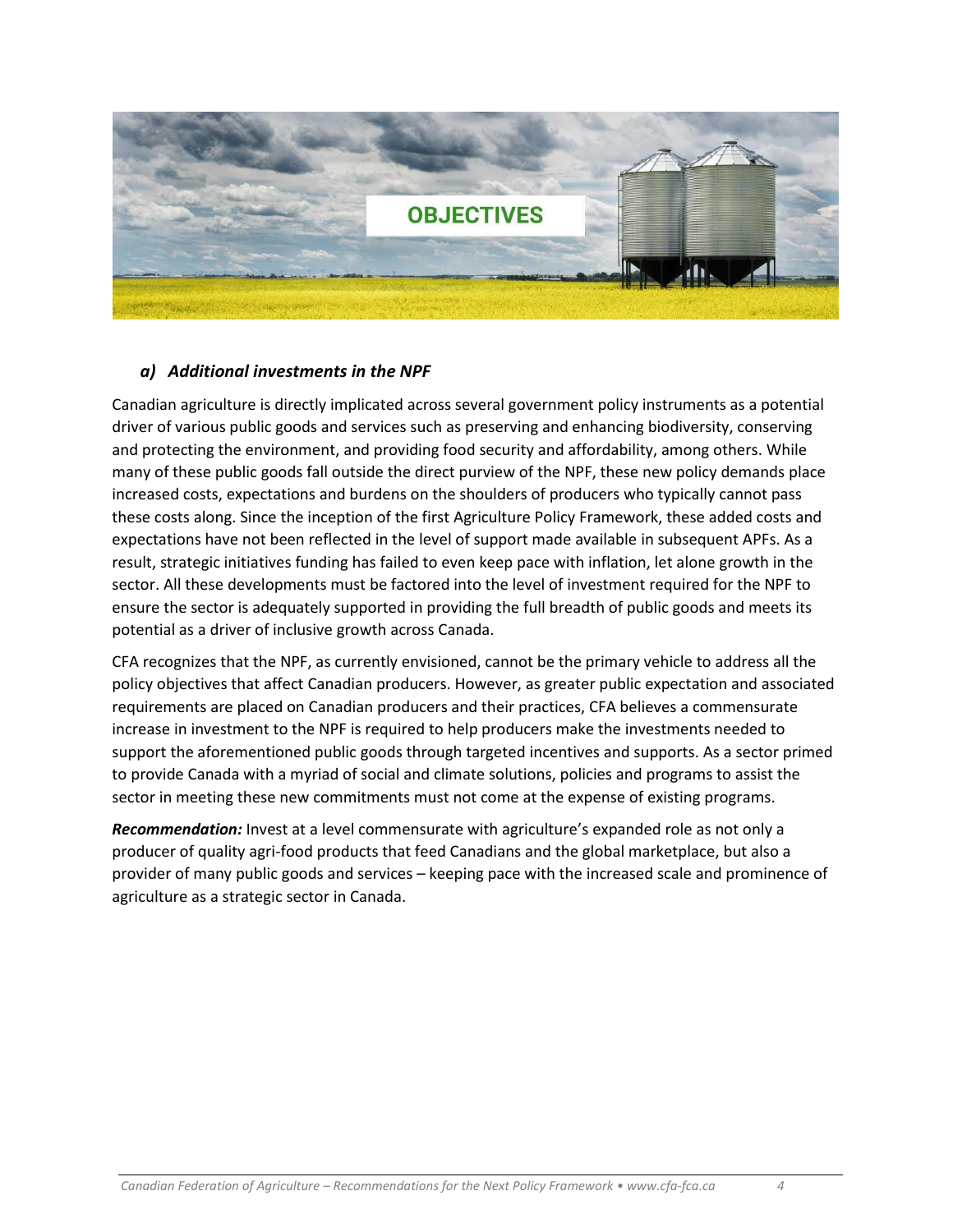# OBJECTIVES

### *a) Additional investments in the NPF*

Canadian agriculture is directly implicated across several government policy instruments as a potential driver of various public goods and services such as preserving and enhancing biodiversity, conserving and protecting the environment, and providing food security and affordability, among others. While many of these public goods fall outside the direct purview of the NPF, these new policy demands place increased costs, expectations and burdens on the shoulders of producers who typically cannot pass these costs along. Since the inception of the first Agriculture Policy Framework, these added costs and expectations have not been reflected in the level of support made available in subsequent APFs. As a result, strategic initiatives funding has failed to even keep pace with inflation, let alone growth in the sector. All these developments must be factored into the level of investment required for the NPF to ensure the sector is adequately supported in providing the full breadth of public goods and meets its potential as a driver of inclusive growth across Canada.

CFA recognizes that the NPF, as currently envisioned, cannot be the primary vehicle to address all the policy objectives that affect Canadian producers. However, as greater public expectation and associated requirements are placed on Canadian producers and their practices, CFA believes a commensurate increase in investment to the NPF is required to help producers make the investments needed to support the aforementioned public goods through targeted incentives and supports. As a sector primed to provide Canada with a myriad of social and climate solutions, policies and programs to assist the sector in meeting these new commitments must not come at the expense of existing programs.

***Recommendation:*** Invest at a level commensurate with agriculture's expanded role as not only a producer of quality agri-food products that feed Canadians and the global marketplace, but also a provider of many public goods and services – keeping pace with the increased scale and prominence of agriculture as a strategic sector in Canada.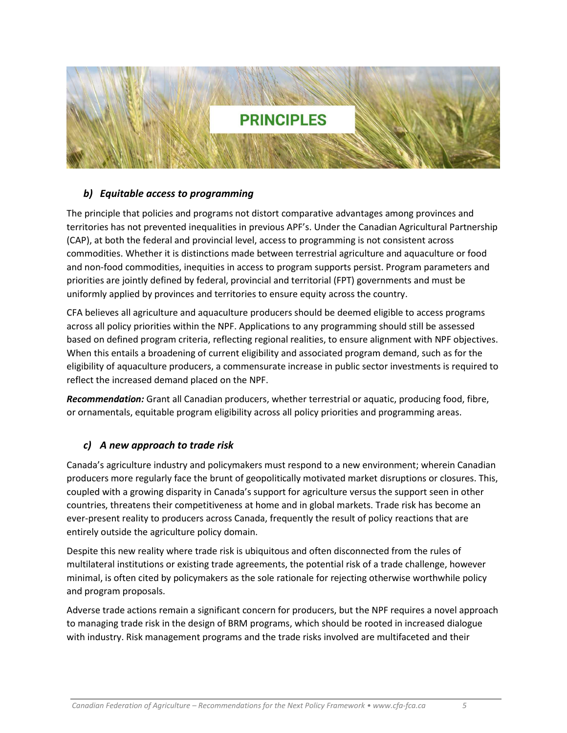# PRINCIPLES

### *b) Equitable access to programming*

The principle that policies and programs not distort comparative advantages among provinces and territories has not prevented inequalities in previous APF's. Under the Canadian Agricultural Partnership (CAP), at both the federal and provincial level, access to programming is not consistent across commodities. Whether it is distinctions made between terrestrial agriculture and aquaculture or food and non-food commodities, inequities in access to program supports persist. Program parameters and priorities are jointly defined by federal, provincial and territorial (FPT) governments and must be uniformly applied by provinces and territories to ensure equity across the country.

CFA believes all agriculture and aquaculture producers should be deemed eligible to access programs across all policy priorities within the NPF. Applications to any programming should still be assessed based on defined program criteria, reflecting regional realities, to ensure alignment with NPF objectives. When this entails a broadening of current eligibility and associated program demand, such as for the eligibility of aquaculture producers, a commensurate increase in public sector investments is required to reflect the increased demand placed on the NPF.

***Recommendation:*** Grant all Canadian producers, whether terrestrial or aquatic, producing food, fibre, or ornamentals, equitable program eligibility across all policy priorities and programming areas.

### *c) A new approach to trade risk*

Canada's agriculture industry and policymakers must respond to a new environment; wherein Canadian producers more regularly face the brunt of geopolitically motivated market disruptions or closures. This, coupled with a growing disparity in Canada's support for agriculture versus the support seen in other countries, threatens their competitiveness at home and in global markets. Trade risk has become an ever-present reality to producers across Canada, frequently the result of policy reactions that are entirely outside the agriculture policy domain.

Despite this new reality where trade risk is ubiquitous and often disconnected from the rules of multilateral institutions or existing trade agreements, the potential risk of a trade challenge, however minimal, is often cited by policymakers as the sole rationale for rejecting otherwise worthwhile policy and program proposals.

Adverse trade actions remain a significant concern for producers, but the NPF requires a novel approach to managing trade risk in the design of BRM programs, which should be rooted in increased dialogue with industry. Risk management programs and the trade risks involved are multifaceted and their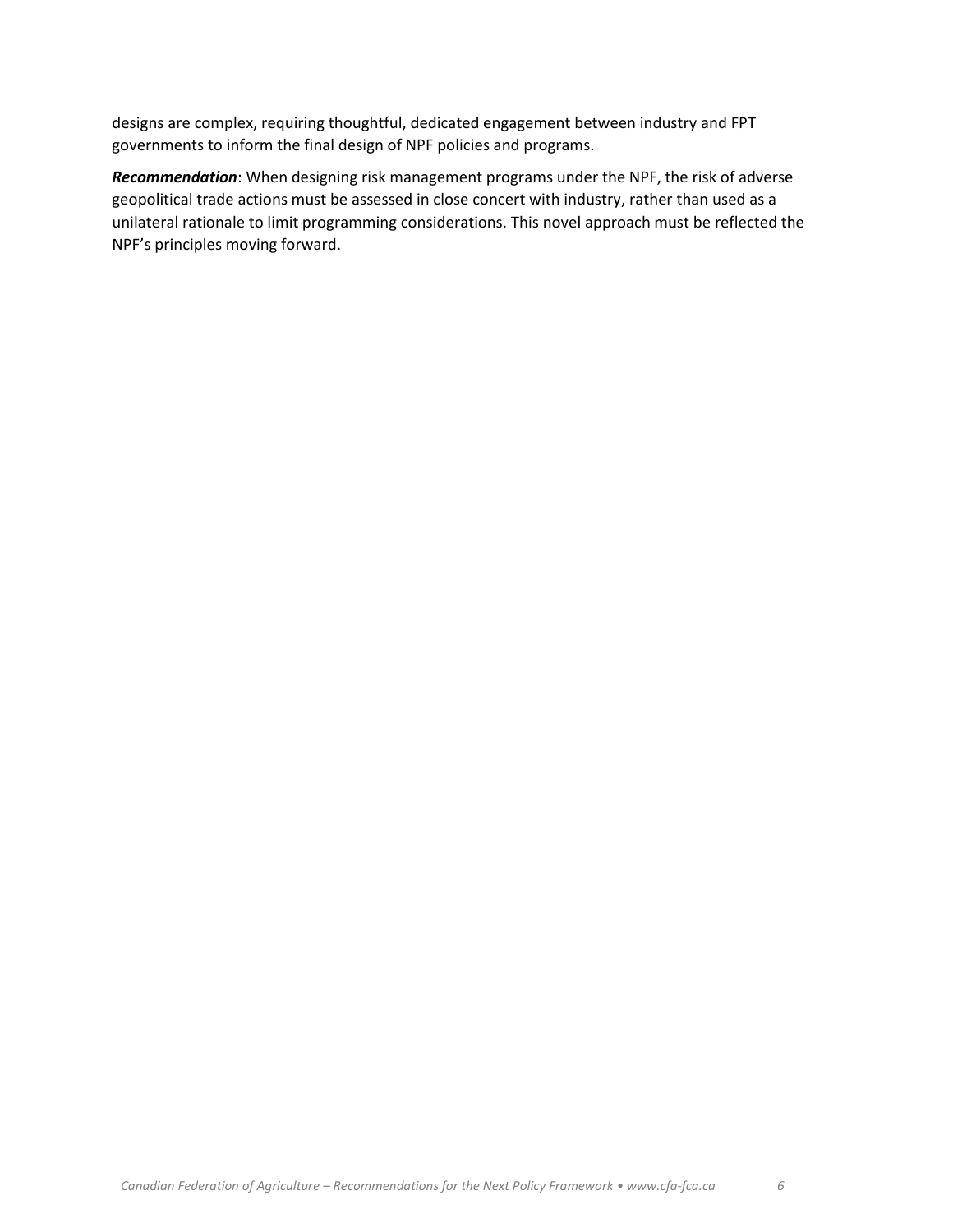designs are complex, requiring thoughtful, dedicated engagement between industry and FPT governments to inform the final design of NPF policies and programs.

***Recommendation***: When designing risk management programs under the NPF, the risk of adverse geopolitical trade actions must be assessed in close concert with industry, rather than used as a unilateral rationale to limit programming considerations. This novel approach must be reflected the NPF's principles moving forward.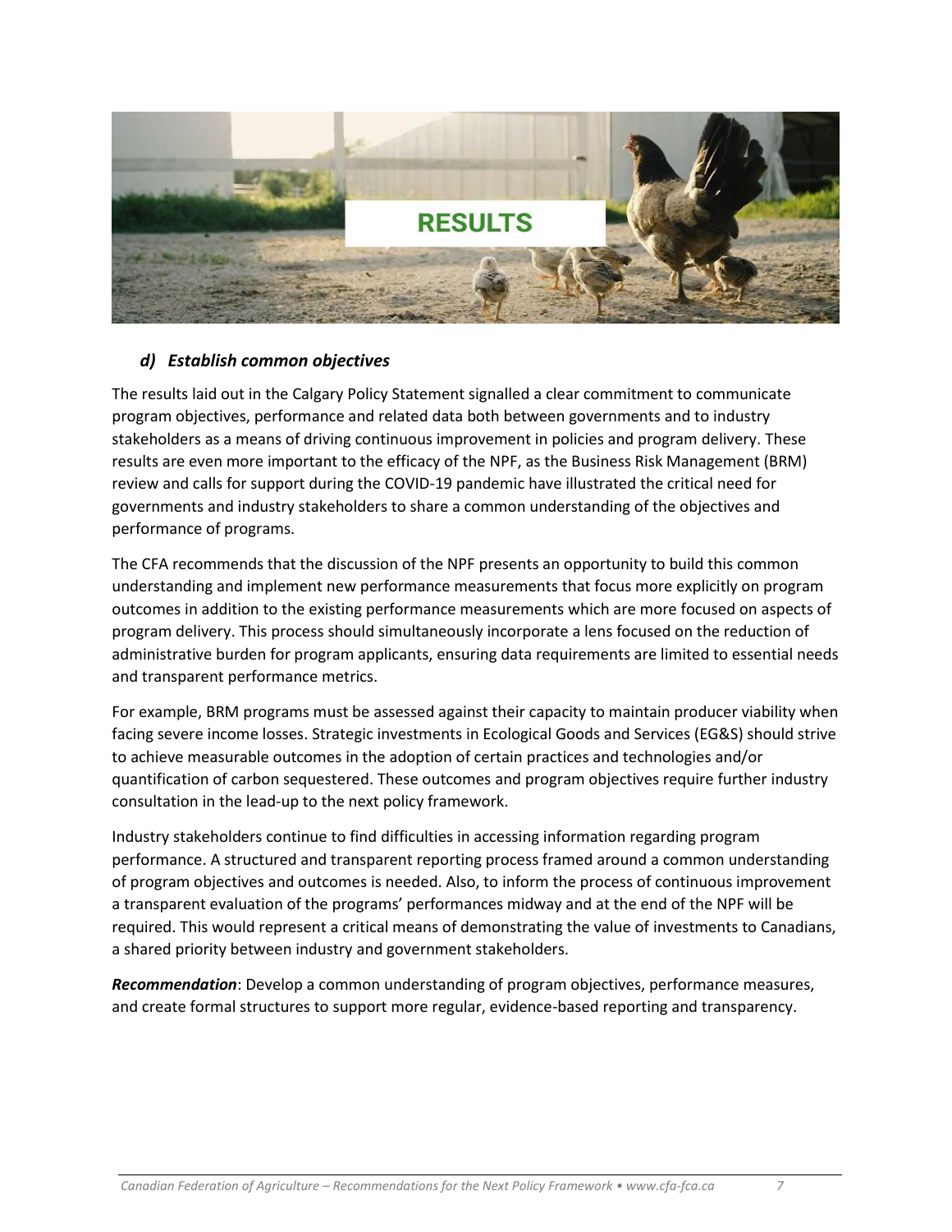# RESULTS

### *d) Establish common objectives*

The results laid out in the Calgary Policy Statement signalled a clear commitment to communicate program objectives, performance and related data both between governments and to industry stakeholders as a means of driving continuous improvement in policies and program delivery. These results are even more important to the efficacy of the NPF, as the Business Risk Management (BRM) review and calls for support during the COVID-19 pandemic have illustrated the critical need for governments and industry stakeholders to share a common understanding of the objectives and performance of programs.

The CFA recommends that the discussion of the NPF presents an opportunity to build this common understanding and implement new performance measurements that focus more explicitly on program outcomes in addition to the existing performance measurements which are more focused on aspects of program delivery. This process should simultaneously incorporate a lens focused on the reduction of administrative burden for program applicants, ensuring data requirements are limited to essential needs and transparent performance metrics.

For example, BRM programs must be assessed against their capacity to maintain producer viability when facing severe income losses. Strategic investments in Ecological Goods and Services (EG&S) should strive to achieve measurable outcomes in the adoption of certain practices and technologies and/or quantification of carbon sequestered. These outcomes and program objectives require further industry consultation in the lead-up to the next policy framework.

Industry stakeholders continue to find difficulties in accessing information regarding program performance. A structured and transparent reporting process framed around a common understanding of program objectives and outcomes is needed. Also, to inform the process of continuous improvement a transparent evaluation of the programs' performances midway and at the end of the NPF will be required. This would represent a critical means of demonstrating the value of investments to Canadians, a shared priority between industry and government stakeholders.

***Recommendation***: Develop a common understanding of program objectives, performance measures, and create formal structures to support more regular, evidence-based reporting and transparency.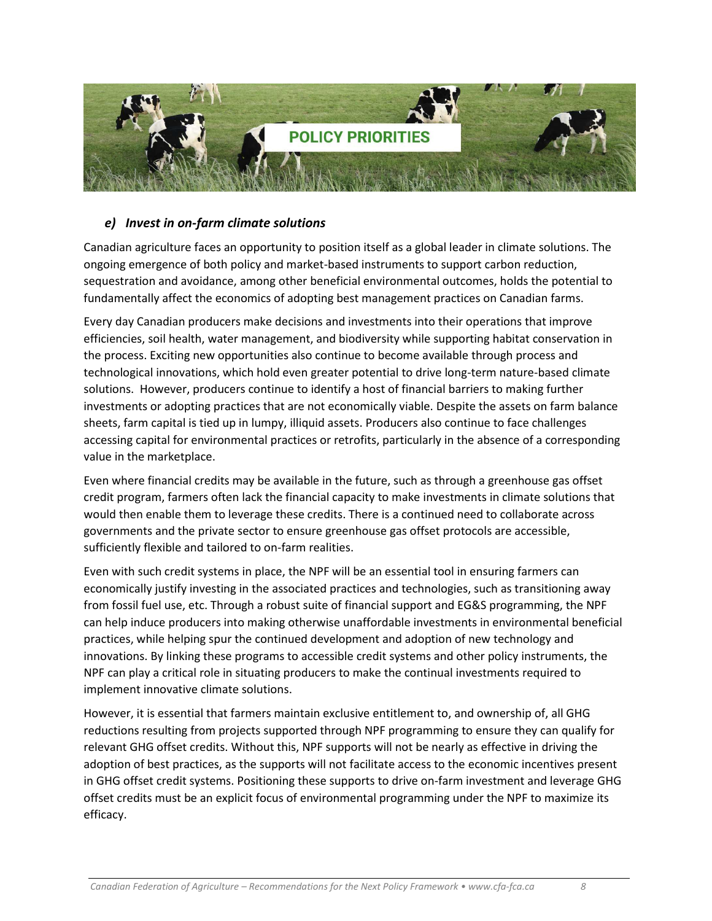## POLICY PRIORITIES

### *e) Invest in on-farm climate solutions*

Canadian agriculture faces an opportunity to position itself as a global leader in climate solutions. The ongoing emergence of both policy and market-based instruments to support carbon reduction, sequestration and avoidance, among other beneficial environmental outcomes, holds the potential to fundamentally affect the economics of adopting best management practices on Canadian farms.

Every day Canadian producers make decisions and investments into their operations that improve efficiencies, soil health, water management, and biodiversity while supporting habitat conservation in the process. Exciting new opportunities also continue to become available through process and technological innovations, which hold even greater potential to drive long-term nature-based climate solutions. However, producers continue to identify a host of financial barriers to making further investments or adopting practices that are not economically viable. Despite the assets on farm balance sheets, farm capital is tied up in lumpy, illiquid assets. Producers also continue to face challenges accessing capital for environmental practices or retrofits, particularly in the absence of a corresponding value in the marketplace.

Even where financial credits may be available in the future, such as through a greenhouse gas offset credit program, farmers often lack the financial capacity to make investments in climate solutions that would then enable them to leverage these credits. There is a continued need to collaborate across governments and the private sector to ensure greenhouse gas offset protocols are accessible, sufficiently flexible and tailored to on-farm realities.

Even with such credit systems in place, the NPF will be an essential tool in ensuring farmers can economically justify investing in the associated practices and technologies, such as transitioning away from fossil fuel use, etc. Through a robust suite of financial support and EG&S programming, the NPF can help induce producers into making otherwise unaffordable investments in environmental beneficial practices, while helping spur the continued development and adoption of new technology and innovations. By linking these programs to accessible credit systems and other policy instruments, the NPF can play a critical role in situating producers to make the continual investments required to implement innovative climate solutions.

However, it is essential that farmers maintain exclusive entitlement to, and ownership of, all GHG reductions resulting from projects supported through NPF programming to ensure they can qualify for relevant GHG offset credits. Without this, NPF supports will not be nearly as effective in driving the adoption of best practices, as the supports will not facilitate access to the economic incentives present in GHG offset credit systems. Positioning these supports to drive on-farm investment and leverage GHG offset credits must be an explicit focus of environmental programming under the NPF to maximize its efficacy.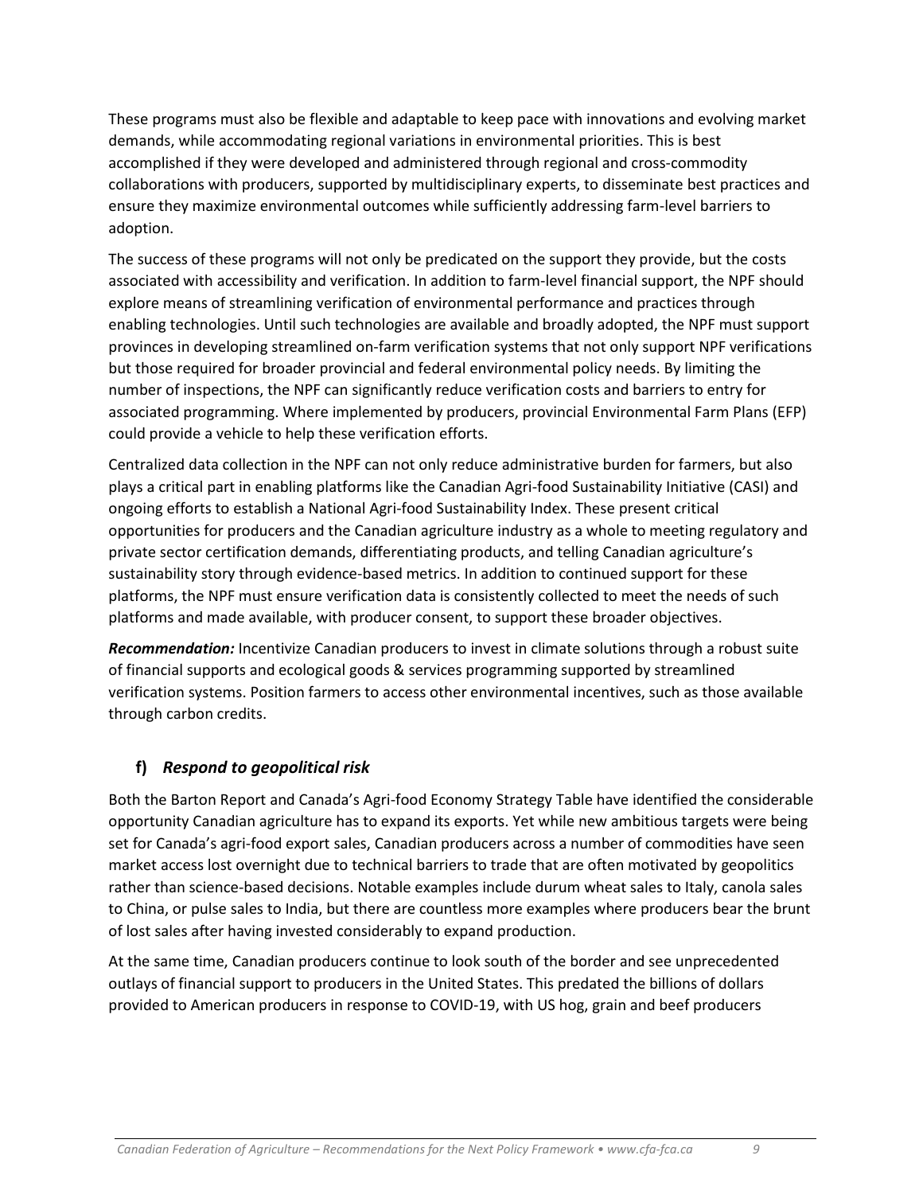These programs must also be flexible and adaptable to keep pace with innovations and evolving market demands, while accommodating regional variations in environmental priorities. This is best accomplished if they were developed and administered through regional and cross-commodity collaborations with producers, supported by multidisciplinary experts, to disseminate best practices and ensure they maximize environmental outcomes while sufficiently addressing farm-level barriers to adoption.

The success of these programs will not only be predicated on the support they provide, but the costs associated with accessibility and verification. In addition to farm-level financial support, the NPF should explore means of streamlining verification of environmental performance and practices through enabling technologies. Until such technologies are available and broadly adopted, the NPF must support provinces in developing streamlined on-farm verification systems that not only support NPF verifications but those required for broader provincial and federal environmental policy needs. By limiting the number of inspections, the NPF can significantly reduce verification costs and barriers to entry for associated programming. Where implemented by producers, provincial Environmental Farm Plans (EFP) could provide a vehicle to help these verification efforts.

Centralized data collection in the NPF can not only reduce administrative burden for farmers, but also plays a critical part in enabling platforms like the Canadian Agri-food Sustainability Initiative (CASI) and ongoing efforts to establish a National Agri-food Sustainability Index. These present critical opportunities for producers and the Canadian agriculture industry as a whole to meeting regulatory and private sector certification demands, differentiating products, and telling Canadian agriculture's sustainability story through evidence-based metrics. In addition to continued support for these platforms, the NPF must ensure verification data is consistently collected to meet the needs of such platforms and made available, with producer consent, to support these broader objectives.

***Recommendation:*** Incentivize Canadian producers to invest in climate solutions through a robust suite of financial supports and ecological goods & services programming supported by streamlined verification systems. Position farmers to access other environmental incentives, such as those available through carbon credits.

### f) *Respond to geopolitical risk*

Both the Barton Report and Canada's Agri-food Economy Strategy Table have identified the considerable opportunity Canadian agriculture has to expand its exports. Yet while new ambitious targets were being set for Canada's agri-food export sales, Canadian producers across a number of commodities have seen market access lost overnight due to technical barriers to trade that are often motivated by geopolitics rather than science-based decisions. Notable examples include durum wheat sales to Italy, canola sales to China, or pulse sales to India, but there are countless more examples where producers bear the brunt of lost sales after having invested considerably to expand production.

At the same time, Canadian producers continue to look south of the border and see unprecedented outlays of financial support to producers in the United States. This predated the billions of dollars provided to American producers in response to COVID-19, with US hog, grain and beef producers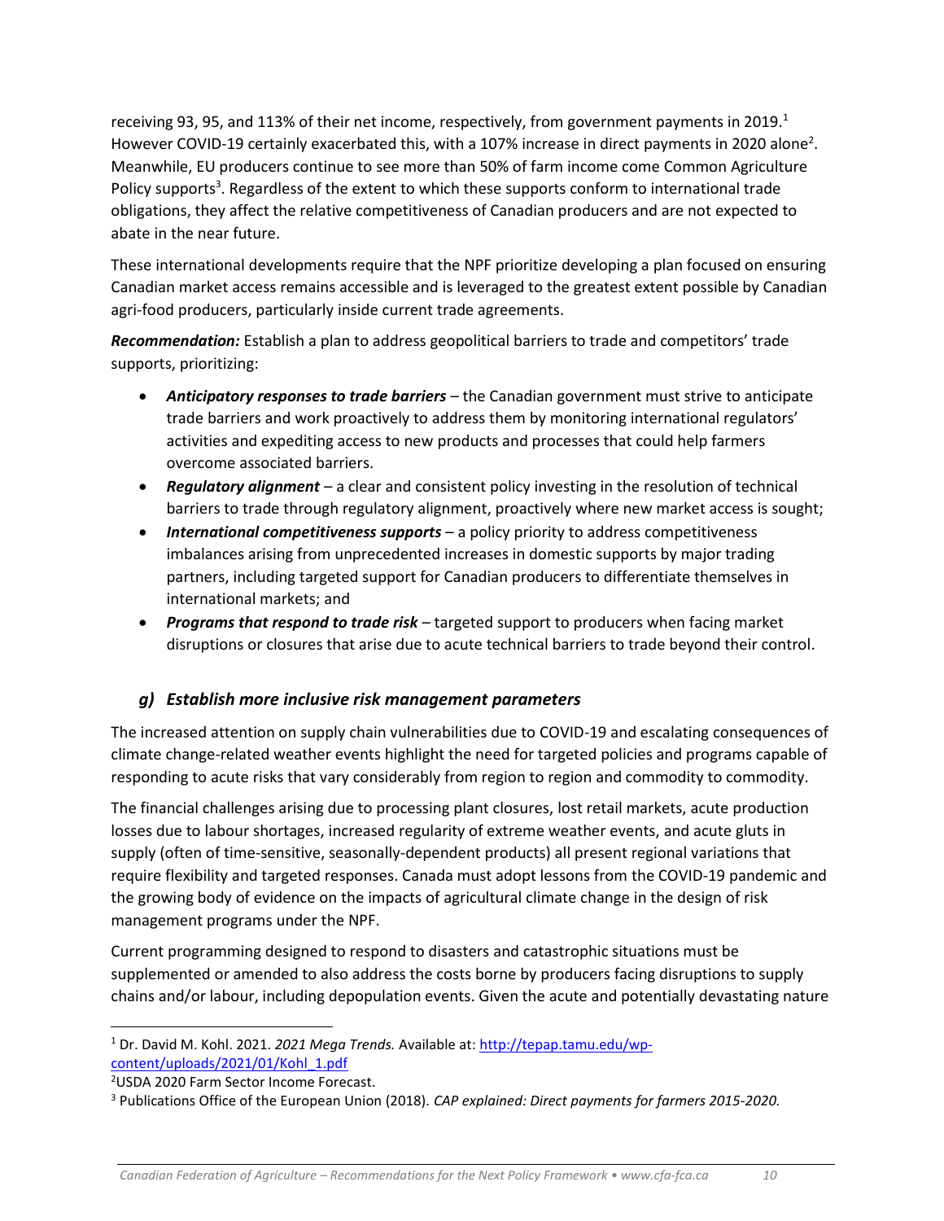receiving 93, 95, and 113% of their net income, respectively, from government payments in 2019.[1] However COVID-19 certainly exacerbated this, with a 107% increase in direct payments in 2020 alone[2]. Meanwhile, EU producers continue to see more than 50% of farm income come Common Agriculture Policy supports[3]. Regardless of the extent to which these supports conform to international trade obligations, they affect the relative competitiveness of Canadian producers and are not expected to abate in the near future.

These international developments require that the NPF prioritize developing a plan focused on ensuring Canadian market access remains accessible and is leveraged to the greatest extent possible by Canadian agri-food producers, particularly inside current trade agreements.

***Recommendation:*** Establish a plan to address geopolitical barriers to trade and competitors' trade supports, prioritizing:

- ***Anticipatory responses to trade barriers*** – the Canadian government must strive to anticipate trade barriers and work proactively to address them by monitoring international regulators' activities and expediting access to new products and processes that could help farmers overcome associated barriers.
- ***Regulatory alignment*** – a clear and consistent policy investing in the resolution of technical barriers to trade through regulatory alignment, proactively where new market access is sought;
- ***International competitiveness supports*** – a policy priority to address competitiveness imbalances arising from unprecedented increases in domestic supports by major trading partners, including targeted support for Canadian producers to differentiate themselves in international markets; and
- ***Programs that respond to trade risk*** – targeted support to producers when facing market disruptions or closures that arise due to acute technical barriers to trade beyond their control.

### *g) Establish more inclusive risk management parameters*

The increased attention on supply chain vulnerabilities due to COVID-19 and escalating consequences of climate change-related weather events highlight the need for targeted policies and programs capable of responding to acute risks that vary considerably from region to region and commodity to commodity.

The financial challenges arising due to processing plant closures, lost retail markets, acute production losses due to labour shortages, increased regularity of extreme weather events, and acute gluts in supply (often of time-sensitive, seasonally-dependent products) all present regional variations that require flexibility and targeted responses. Canada must adopt lessons from the COVID-19 pandemic and the growing body of evidence on the impacts of agricultural climate change in the design of risk management programs under the NPF.

Current programming designed to respond to disasters and catastrophic situations must be supplemented or amended to also address the costs borne by producers facing disruptions to supply chains and/or labour, including depopulation events. Given the acute and potentially devastating nature

---

[1] Dr. David M. Kohl. 2021. *2021 Mega Trends.* Available at: http://tepap.tamu.edu/wp-content/uploads/2021/01/Kohl_1.pdf

[2] USDA 2020 Farm Sector Income Forecast.

[3] Publications Office of the European Union (2018). *CAP explained: Direct payments for farmers 2015-2020.*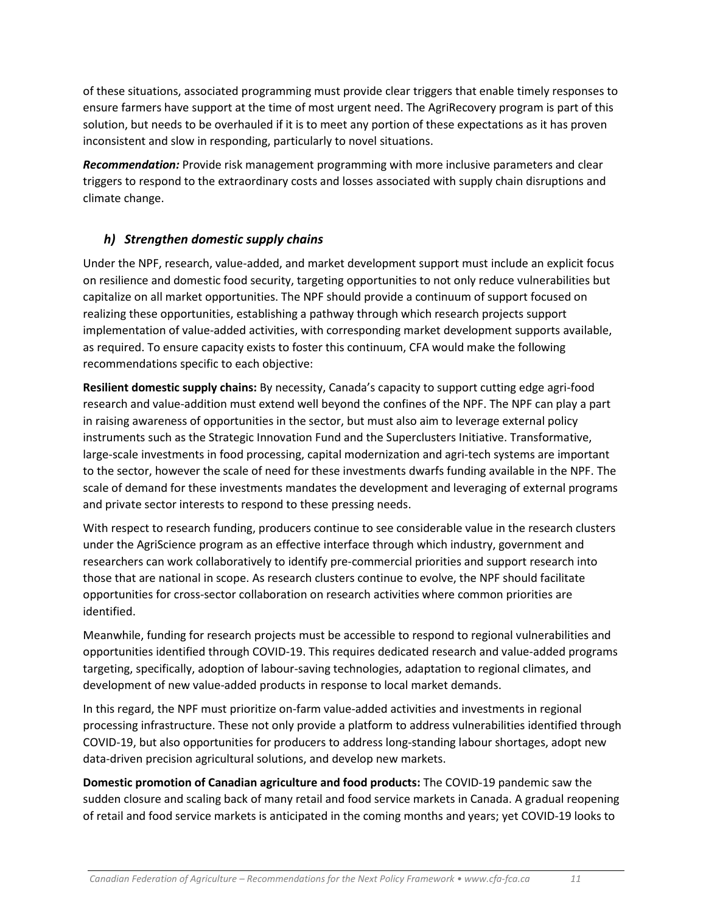of these situations, associated programming must provide clear triggers that enable timely responses to ensure farmers have support at the time of most urgent need. The AgriRecovery program is part of this solution, but needs to be overhauled if it is to meet any portion of these expectations as it has proven inconsistent and slow in responding, particularly to novel situations.

***Recommendation:*** Provide risk management programming with more inclusive parameters and clear triggers to respond to the extraordinary costs and losses associated with supply chain disruptions and climate change.

### *h) Strengthen domestic supply chains*

Under the NPF, research, value-added, and market development support must include an explicit focus on resilience and domestic food security, targeting opportunities to not only reduce vulnerabilities but capitalize on all market opportunities. The NPF should provide a continuum of support focused on realizing these opportunities, establishing a pathway through which research projects support implementation of value-added activities, with corresponding market development supports available, as required. To ensure capacity exists to foster this continuum, CFA would make the following recommendations specific to each objective:

**Resilient domestic supply chains:** By necessity, Canada's capacity to support cutting edge agri-food research and value-addition must extend well beyond the confines of the NPF. The NPF can play a part in raising awareness of opportunities in the sector, but must also aim to leverage external policy instruments such as the Strategic Innovation Fund and the Superclusters Initiative. Transformative, large-scale investments in food processing, capital modernization and agri-tech systems are important to the sector, however the scale of need for these investments dwarfs funding available in the NPF. The scale of demand for these investments mandates the development and leveraging of external programs and private sector interests to respond to these pressing needs.

With respect to research funding, producers continue to see considerable value in the research clusters under the AgriScience program as an effective interface through which industry, government and researchers can work collaboratively to identify pre-commercial priorities and support research into those that are national in scope. As research clusters continue to evolve, the NPF should facilitate opportunities for cross-sector collaboration on research activities where common priorities are identified.

Meanwhile, funding for research projects must be accessible to respond to regional vulnerabilities and opportunities identified through COVID-19. This requires dedicated research and value-added programs targeting, specifically, adoption of labour-saving technologies, adaptation to regional climates, and development of new value-added products in response to local market demands.

In this regard, the NPF must prioritize on-farm value-added activities and investments in regional processing infrastructure. These not only provide a platform to address vulnerabilities identified through COVID-19, but also opportunities for producers to address long-standing labour shortages, adopt new data-driven precision agricultural solutions, and develop new markets.

**Domestic promotion of Canadian agriculture and food products:** The COVID-19 pandemic saw the sudden closure and scaling back of many retail and food service markets in Canada. A gradual reopening of retail and food service markets is anticipated in the coming months and years; yet COVID-19 looks to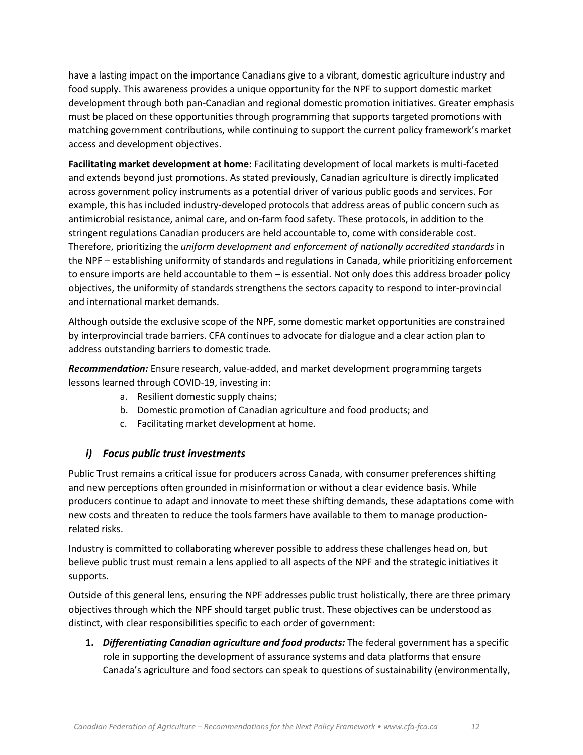have a lasting impact on the importance Canadians give to a vibrant, domestic agriculture industry and food supply. This awareness provides a unique opportunity for the NPF to support domestic market development through both pan-Canadian and regional domestic promotion initiatives. Greater emphasis must be placed on these opportunities through programming that supports targeted promotions with matching government contributions, while continuing to support the current policy framework's market access and development objectives.

**Facilitating market development at home:** Facilitating development of local markets is multi-faceted and extends beyond just promotions. As stated previously, Canadian agriculture is directly implicated across government policy instruments as a potential driver of various public goods and services. For example, this has included industry-developed protocols that address areas of public concern such as antimicrobial resistance, animal care, and on-farm food safety. These protocols, in addition to the stringent regulations Canadian producers are held accountable to, come with considerable cost. Therefore, prioritizing the *uniform development and enforcement of nationally accredited standards* in the NPF – establishing uniformity of standards and regulations in Canada, while prioritizing enforcement to ensure imports are held accountable to them – is essential. Not only does this address broader policy objectives, the uniformity of standards strengthens the sectors capacity to respond to inter-provincial and international market demands.

Although outside the exclusive scope of the NPF, some domestic market opportunities are constrained by interprovincial trade barriers. CFA continues to advocate for dialogue and a clear action plan to address outstanding barriers to domestic trade.

***Recommendation:*** Ensure research, value-added, and market development programming targets lessons learned through COVID-19, investing in:

a. Resilient domestic supply chains;
b. Domestic promotion of Canadian agriculture and food products; and
c. Facilitating market development at home.

### *i) Focus public trust investments*

Public Trust remains a critical issue for producers across Canada, with consumer preferences shifting and new perceptions often grounded in misinformation or without a clear evidence basis. While producers continue to adapt and innovate to meet these shifting demands, these adaptations come with new costs and threaten to reduce the tools farmers have available to them to manage production-related risks.

Industry is committed to collaborating wherever possible to address these challenges head on, but believe public trust must remain a lens applied to all aspects of the NPF and the strategic initiatives it supports.

Outside of this general lens, ensuring the NPF addresses public trust holistically, there are three primary objectives through which the NPF should target public trust. These objectives can be understood as distinct, with clear responsibilities specific to each order of government:

1. ***Differentiating Canadian agriculture and food products:*** The federal government has a specific role in supporting the development of assurance systems and data platforms that ensure Canada's agriculture and food sectors can speak to questions of sustainability (environmentally,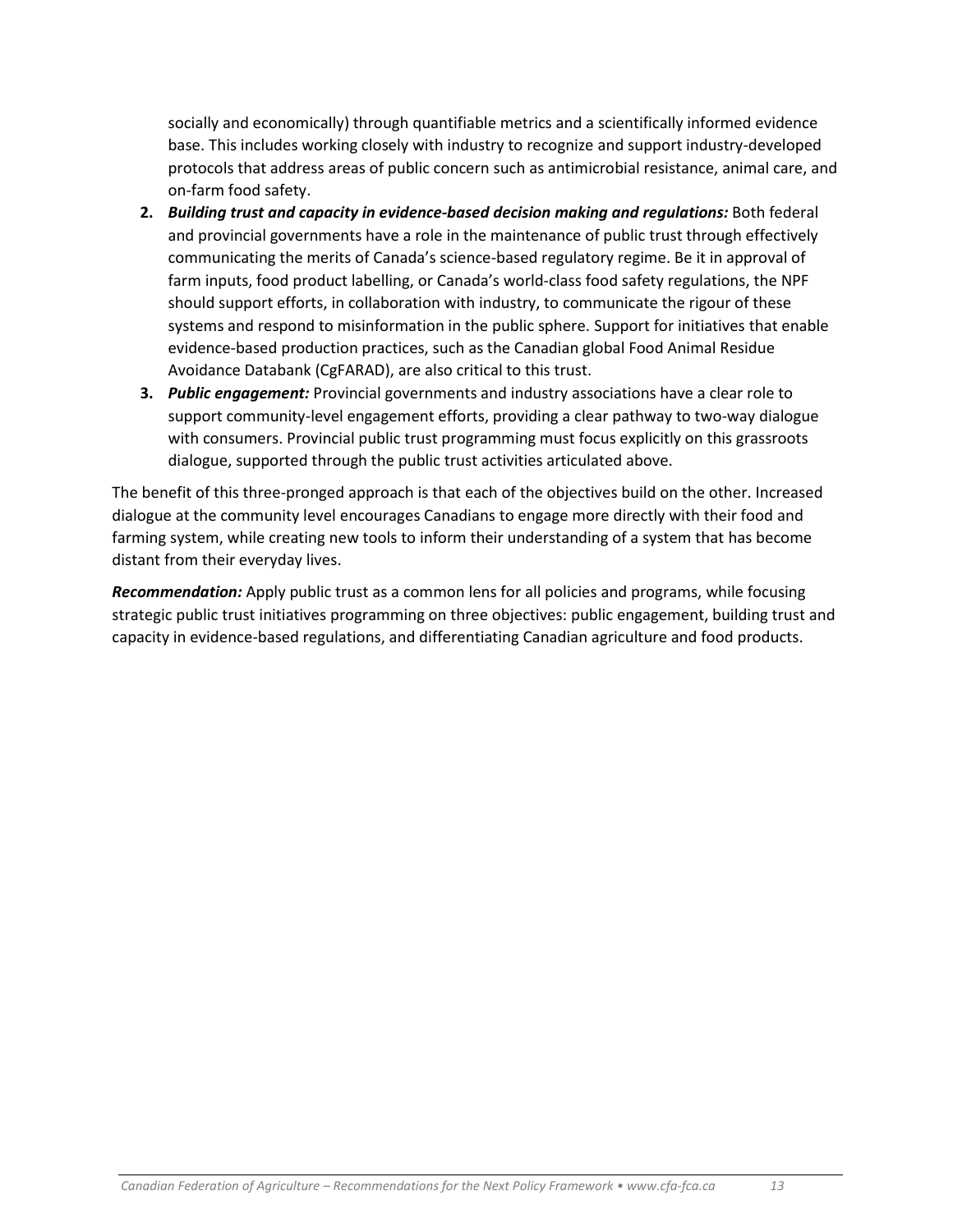socially and economically) through quantifiable metrics and a scientifically informed evidence base. This includes working closely with industry to recognize and support industry-developed protocols that address areas of public concern such as antimicrobial resistance, animal care, and on-farm food safety.

2. ***Building trust and capacity in evidence-based decision making and regulations:*** Both federal and provincial governments have a role in the maintenance of public trust through effectively communicating the merits of Canada's science-based regulatory regime. Be it in approval of farm inputs, food product labelling, or Canada's world-class food safety regulations, the NPF should support efforts, in collaboration with industry, to communicate the rigour of these systems and respond to misinformation in the public sphere. Support for initiatives that enable evidence-based production practices, such as the Canadian global Food Animal Residue Avoidance Databank (CgFARAD), are also critical to this trust.
3. ***Public engagement:*** Provincial governments and industry associations have a clear role to support community-level engagement efforts, providing a clear pathway to two-way dialogue with consumers. Provincial public trust programming must focus explicitly on this grassroots dialogue, supported through the public trust activities articulated above.

The benefit of this three-pronged approach is that each of the objectives build on the other. Increased dialogue at the community level encourages Canadians to engage more directly with their food and farming system, while creating new tools to inform their understanding of a system that has become distant from their everyday lives.

***Recommendation:*** Apply public trust as a common lens for all policies and programs, while focusing strategic public trust initiatives programming on three objectives: public engagement, building trust and capacity in evidence-based regulations, and differentiating Canadian agriculture and food products.